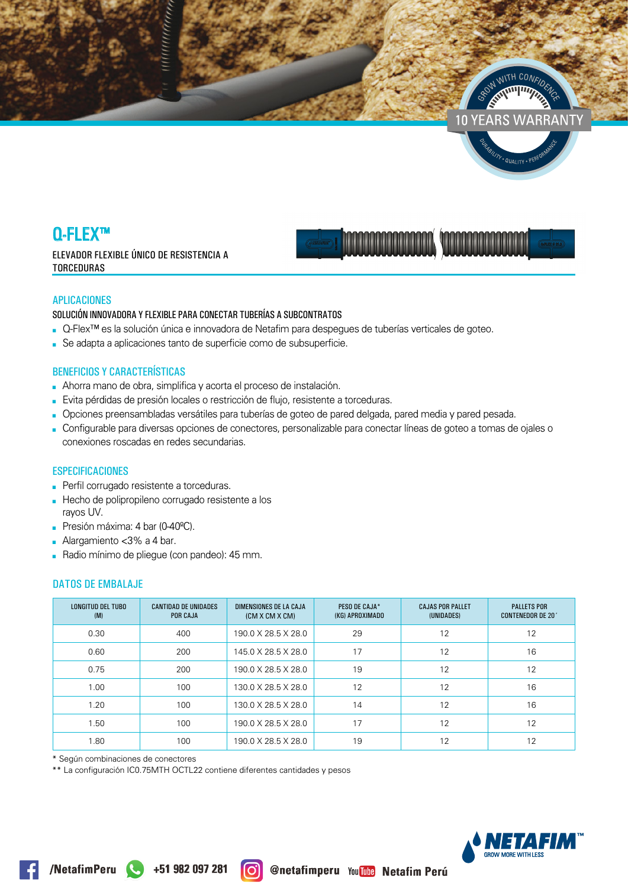10 YEARS WARRANTY

# Q-FLEX™

ELEVADOR FLEXIBLE ÚNICO DE RESISTENCIA A TORCEDURAS

## APLICACIONES

SOLUCIÓN INNOVADORA Y FLEXIBLE PARA CONECTAR TUBERÍAS A SUBCONTRATOS

- Q-Flex™ es la solución única e innovadora de Netafim para despegues de tuberías verticales de goteo.
- Se adapta a aplicaciones tanto de superficie como de subsuperficie.

## BENEFICIOS Y CARACTERÍSTICAS

- Ahorra mano de obra, simplifica y acorta el proceso de instalación.
- Evita pérdidas de presión locales o restricción de flujo, resistente a torceduras.
- Opciones preensambladas versátiles para tuberías de goteo de pared delgada, pared media y pared pesada.
- Configurable para diversas opciones de conectores, personalizable para conectar líneas de goteo a tomas de ojales o conexiones roscadas en redes secundarias.

## ESPECIFICACIONES

- Perfil corrugado resistente a torceduras.
- Hecho de polipropileno corrugado resistente a los rayos UV.
- Presión máxima: 4 bar (0-40ºC).
- Alargamiento <3% a 4 bar.
- Radio mínimo de pliegue (con pandeo): 45 mm.

## DATOS DE EMBALAJE

| LONGITUD DEL TUBO (M) | CANTIDAD DE UNIDADES POR CAJA | DIMENSIONES DE LA CAJA (CM X CM X CM) | PESO DE CAJA* (KG) APROXIMADO | CAJAS POR PALLET (UNIDADES) | PALLETS POR CONTENEDOR DE 20´ |
|---|---|---|---|---|---|
| 0.30 | 400 | 190.0 X 28.5 X 28.0 | 29 | 12 | 12 |
| 0.60 | 200 | 145.0 X 28.5 X 28.0 | 17 | 12 | 16 |
| 0.75 | 200 | 190.0 X 28.5 X 28.0 | 19 | 12 | 12 |
| 1.00 | 100 | 130.0 X 28.5 X 28.0 | 12 | 12 | 16 |
| 1.20 | 100 | 130.0 X 28.5 X 28.0 | 14 | 12 | 16 |
| 1.50 | 100 | 190.0 X 28.5 X 28.0 | 17 | 12 | 12 |
| 1.80 | 100 | 190.0 X 28.5 X 28.0 | 19 | 12 | 12 |

\* Según combinaciones de conectores

** La configuración IC0.75MTH OCTL22 contiene diferentes cantidades y pesos

/NetafimPeru   +51 982 097 281   @netafimperu   Netafim Perú

NETAFIM™ GROW MORE WITH LESS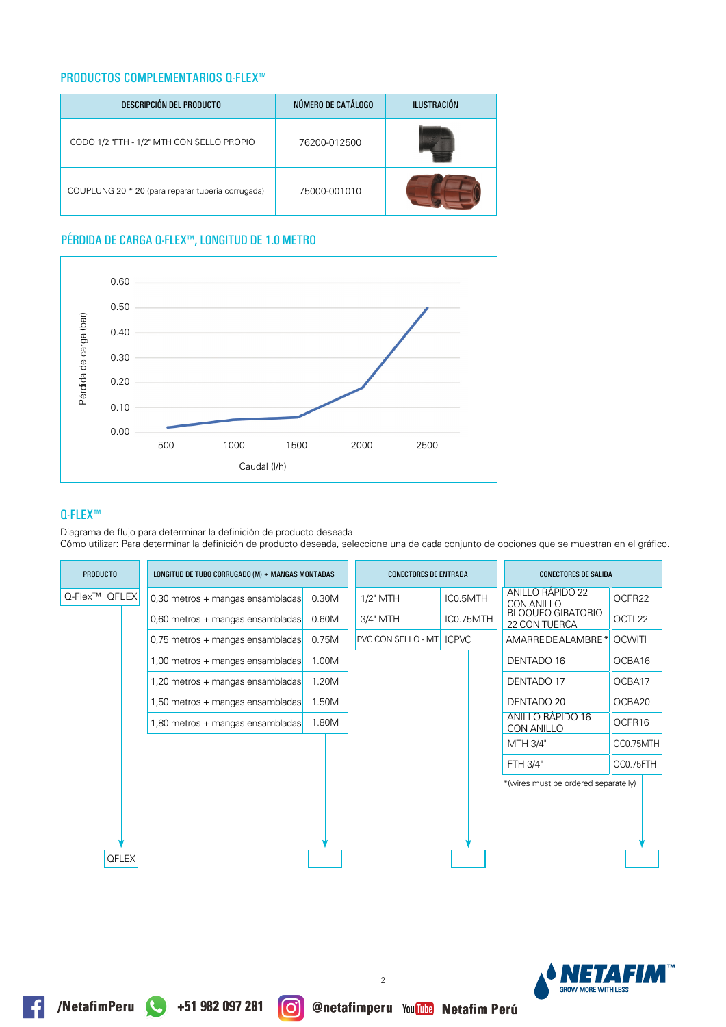## PRODUCTOS COMPLEMENTARIOS Q-FLEX™

| DESCRIPCIÓN DEL PRODUCTO | NÚMERO DE CATÁLOGO | ILUSTRACIÓN |
|---|---|---|
| CODO 1/2 "FTH - 1/2" MTH CON SELLO PROPIO | 76200-012500 | |
| COUPLUNG 20 * 20 (para reparar tubería corrugada) | 75000-001010 | |

## PÉRDIDA DE CARGA Q-FLEX™, LONGITUD DE 1.0 METRO

Pérdida de carga (bar)

0.60
0.50
0.40
0.30
0.20
0.10
0.00

500 1000 1500 2000 2500

Caudal (l/h)

## Q-FLEX™

Diagrama de flujo para determinar la definición de producto deseada
Cómo utilizar: Para determinar la definición de producto deseada, seleccione una de cada conjunto de opciones que se muestran en el gráfico.

| PRODUCTO | |
|---|---|
| Q-Flex™ | QFLEX |

| LONGITUD DE TUBO CORRUGADO (M) + MANGAS MONTADAS | |
|---|---|
| 0,30 metros + mangas ensambladas | 0.30M |
| 0,60 metros + mangas ensambladas | 0.60M |
| 0,75 metros + mangas ensambladas | 0.75M |
| 1,00 metros + mangas ensambladas | 1.00M |
| 1,20 metros + mangas ensambladas | 1.20M |
| 1,50 metros + mangas ensambladas | 1.50M |
| 1,80 metros + mangas ensambladas | 1.80M |

| CONECTORES DE ENTRADA | |
|---|---|
| 1/2" MTH | IC0.5MTH |
| 3/4" MTH | IC0.75MTH |
| PVC CON SELLO - MT | ICPVC |

| CONECTORES DE SALIDA | |
|---|---|
| ANILLO RÁPIDO 22 CON ANILLO | OCFR22 |
| BLOQUEO GIRATORIO 22 CON TUERCA | OCTL22 |
| AMARRE DE ALAMBRE* | OCWITI |
| DENTADO 16 | OCBA16 |
| DENTADO 17 | OCBA17 |
| DENTADO 20 | OCBA20 |
| ANILLO RÁPIDO 16 CON ANILLO | OCFR16 |
| MTH 3/4" | OC0.75MTH |
| FTH 3/4" | OC0.75FTH |

*(wires must be ordered separatelly)

QFLEX

/NetafimPeru +51 982 097 281 @netafimperu Netafim Perú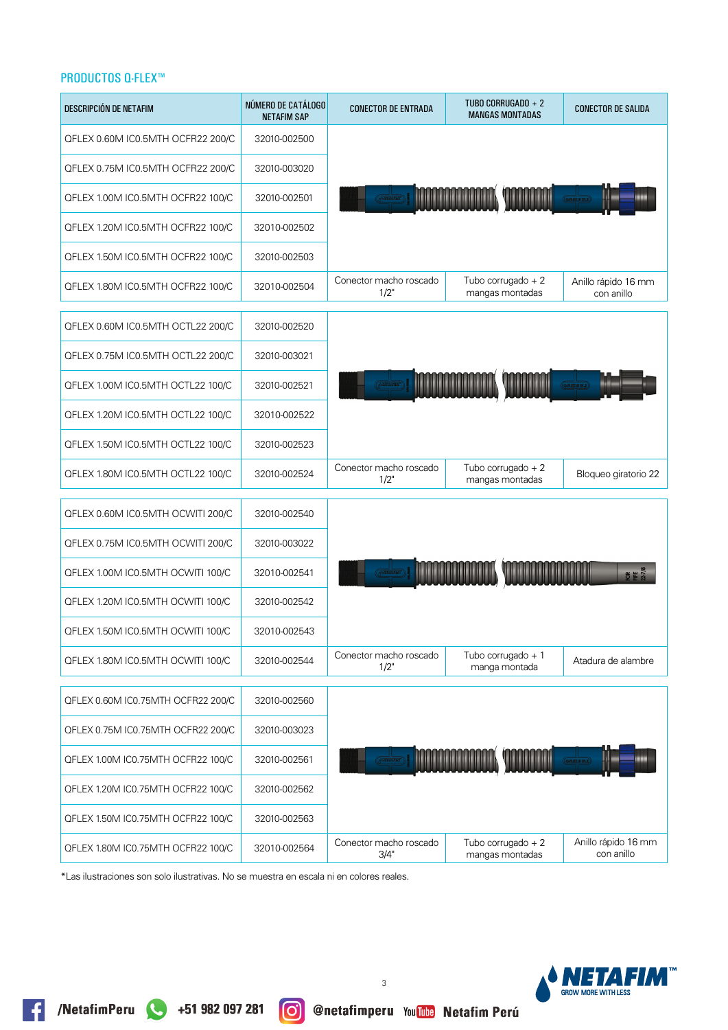## PRODUCTOS Q-FLEX™

| DESCRIPCIÓN DE NETAFIM | NÚMERO DE CATÁLOGO NETAFIM SAP | CONECTOR DE ENTRADA | TUBO CORRUGADO + 2 MANGAS MONTADAS | CONECTOR DE SALIDA |
|---|---|---|---|---|
| QFLEX 0.60M IC0.5MTH OCFR22 200/C | 32010-002500 | | | |
| QFLEX 0.75M IC0.5MTH OCFR22 200/C | 32010-003020 | | | |
| QFLEX 1.00M IC0.5MTH OCFR22 100/C | 32010-002501 | | | |
| QFLEX 1.20M IC0.5MTH OCFR22 100/C | 32010-002502 | | | |
| QFLEX 1.50M IC0.5MTH OCFR22 100/C | 32010-002503 | | | |
| QFLEX 1.80M IC0.5MTH OCFR22 100/C | 32010-002504 | Conector macho roscado 1/2" | Tubo corrugado + 2 mangas montadas | Anillo rápido 16 mm con anillo |
| QFLEX 0.60M IC0.5MTH OCTL22 200/C | 32010-002520 | | | |
| QFLEX 0.75M IC0.5MTH OCTL22 200/C | 32010-003021 | | | |
| QFLEX 1.00M IC0.5MTH OCTL22 100/C | 32010-002521 | | | |
| QFLEX 1.20M IC0.5MTH OCTL22 100/C | 32010-002522 | | | |
| QFLEX 1.50M IC0.5MTH OCTL22 100/C | 32010-002523 | | | |
| QFLEX 1.80M IC0.5MTH OCTL22 100/C | 32010-002524 | Conector macho roscado 1/2" | Tubo corrugado + 2 mangas montadas | Bloqueo giratorio 22 |
| QFLEX 0.60M IC0.5MTH OCWITI 200/C | 32010-002540 | | | |
| QFLEX 0.75M IC0.5MTH OCWITI 200/C | 32010-003022 | | | |
| QFLEX 1.00M IC0.5MTH OCWITI 100/C | 32010-002541 | | | |
| QFLEX 1.20M IC0.5MTH OCWITI 100/C | 32010-002542 | | | |
| QFLEX 1.50M IC0.5MTH OCWITI 100/C | 32010-002543 | | | |
| QFLEX 1.80M IC0.5MTH OCWITI 100/C | 32010-002544 | Conector macho roscado 1/2" | Tubo corrugado + 1 manga montada | Atadura de alambre |
| QFLEX 0.60M IC0.75MTH OCFR22 200/C | 32010-002560 | | | |
| QFLEX 0.75M IC0.75MTH OCFR22 200/C | 32010-003023 | | | |
| QFLEX 1.00M IC0.75MTH OCFR22 100/C | 32010-002561 | | | |
| QFLEX 1.20M IC0.75MTH OCFR22 100/C | 32010-002562 | | | |
| QFLEX 1.50M IC0.75MTH OCFR22 100/C | 32010-002563 | | | |
| QFLEX 1.80M IC0.75MTH OCFR22 100/C | 32010-002564 | Conector macho roscado 3/4" | Tubo corrugado + 2 mangas montadas | Anillo rápido 16 mm con anillo |

*Las ilustraciones son solo ilustrativas. No se muestra en escala ni en colores reales.

/NetafimPeru +51 982 097 281 @netafimperu Netafim Perú

NETAFIM™ GROW MORE WITH LESS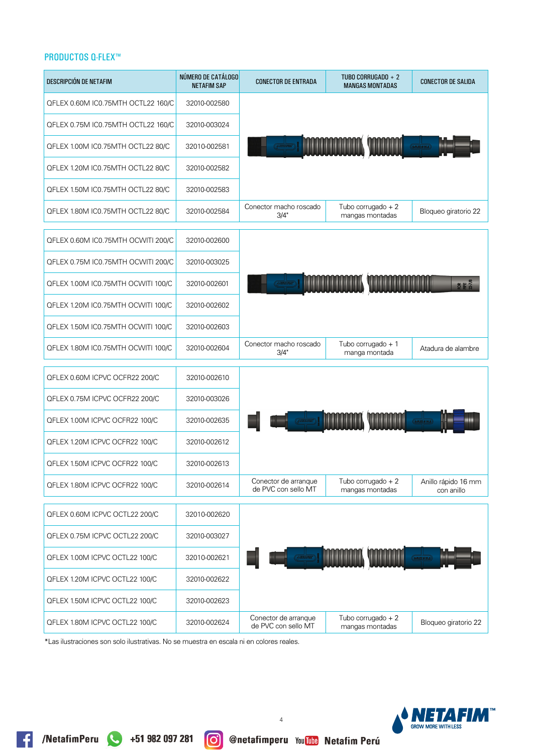## PRODUCTOS Q-FLEX™

| DESCRIPCIÓN DE NETAFIM | NÚMERO DE CATÁLOGO NETAFIM SAP | CONECTOR DE ENTRADA | TUBO CORRUGADO + 2 MANGAS MONTADAS | CONECTOR DE SALIDA |
|---|---|---|---|---|
| QFLEX 0.60M IC0.75MTH OCTL22 160/C | 32010-002580 | | | |
| QFLEX 0.75M IC0.75MTH OCTL22 160/C | 32010-003024 | | | |
| QFLEX 1.00M IC0.75MTH OCTL22 80/C | 32010-002581 | | | |
| QFLEX 1.20M IC0.75MTH OCTL22 80/C | 32010-002582 | | | |
| QFLEX 1.50M IC0.75MTH OCTL22 80/C | 32010-002583 | | | |
| QFLEX 1.80M IC0.75MTH OCTL22 80/C | 32010-002584 | Conector macho roscado 3/4" | Tubo corrugado + 2 mangas montadas | Bloqueo giratorio 22 |
| QFLEX 0.60M IC0.75MTH OCWITI 200/C | 32010-002600 | | | |
| QFLEX 0.75M IC0.75MTH OCWITI 200/C | 32010-003025 | | | |
| QFLEX 1.00M IC0.75MTH OCWITI 100/C | 32010-002601 | | | |
| QFLEX 1.20M IC0.75MTH OCWITI 100/C | 32010-002602 | | | |
| QFLEX 1.50M IC0.75MTH OCWITI 100/C | 32010-002603 | | | |
| QFLEX 1.80M IC0.75MTH OCWITI 100/C | 32010-002604 | Conector macho roscado 3/4" | Tubo corrugado + 1 manga montada | Atadura de alambre |
| QFLEX 0.60M ICPVC OCFR22 200/C | 32010-002610 | | | |
| QFLEX 0.75M ICPVC OCFR22 200/C | 32010-003026 | | | |
| QFLEX 1.00M ICPVC OCFR22 100/C | 32010-002635 | | | |
| QFLEX 1.20M ICPVC OCFR22 100/C | 32010-002612 | | | |
| QFLEX 1.50M ICPVC OCFR22 100/C | 32010-002613 | | | |
| QFLEX 1.80M ICPVC OCFR22 100/C | 32010-002614 | Conector de arranque de PVC con sello MT | Tubo corrugado + 2 mangas montadas | Anillo rápido 16 mm con anillo |
| QFLEX 0.60M ICPVC OCTL22 200/C | 32010-002620 | | | |
| QFLEX 0.75M ICPVC OCTL22 200/C | 32010-003027 | | | |
| QFLEX 1.00M ICPVC OCTL22 100/C | 32010-002621 | | | |
| QFLEX 1.20M ICPVC OCTL22 100/C | 32010-002622 | | | |
| QFLEX 1.50M ICPVC OCTL22 100/C | 32010-002623 | | | |
| QFLEX 1.80M ICPVC OCTL22 100/C | 32010-002624 | Conector de arranque de PVC con sello MT | Tubo corrugado + 2 mangas montadas | Bloqueo giratorio 22 |

*Las ilustraciones son solo ilustrativas. No se muestra en escala ni en colores reales.

NETAFIM™ GROW MORE WITH LESS

/NetafimPeru +51 982 097 281 @netafimperu Netafim Perú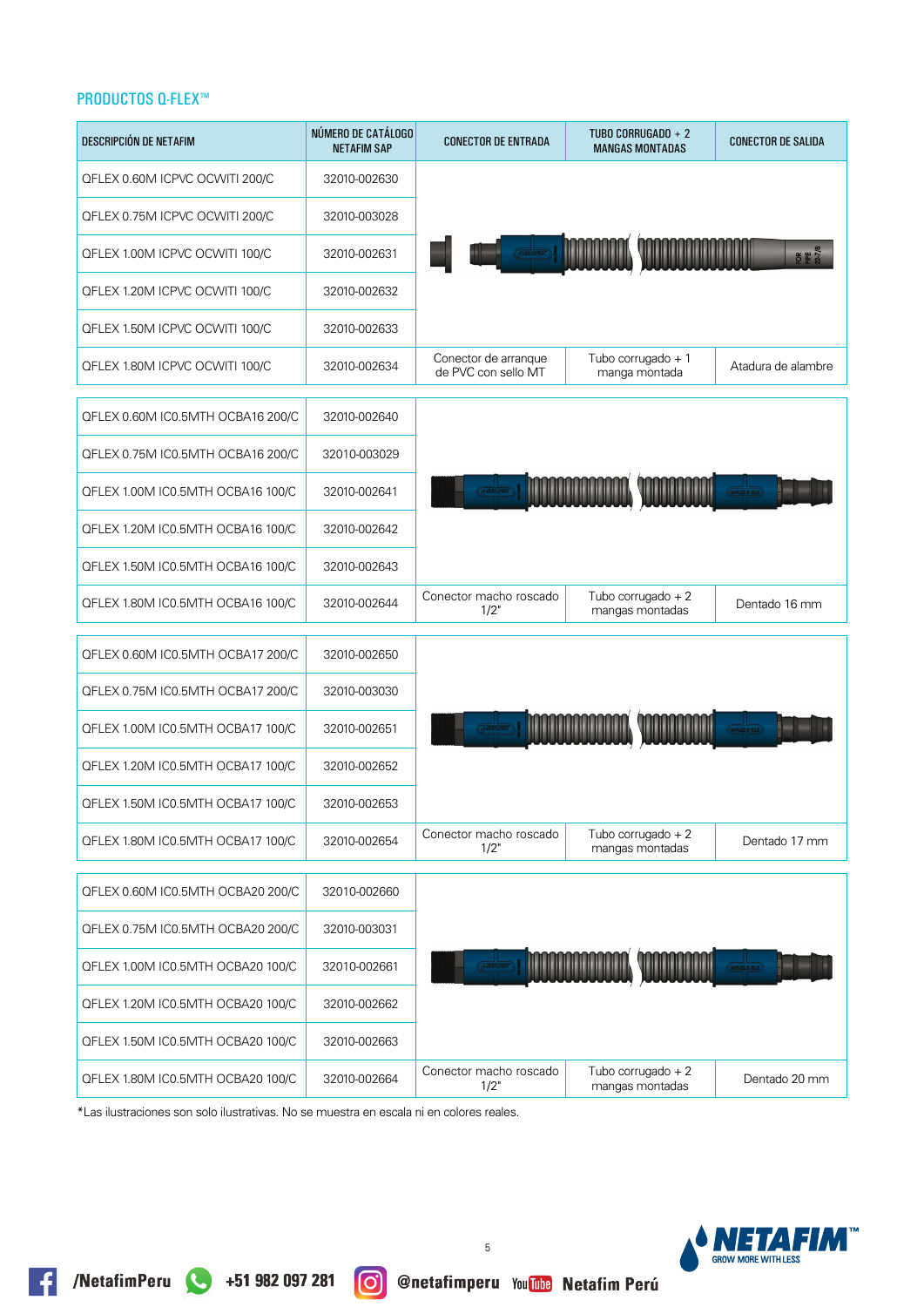## PRODUCTOS Q-FLEX™

| DESCRIPCIÓN DE NETAFIM | NÚMERO DE CATÁLOGO NETAFIM SAP | CONECTOR DE ENTRADA | TUBO CORRUGADO + 2 MANGAS MONTADAS | CONECTOR DE SALIDA |
|---|---|---|---|---|
| QFLEX 0.60M ICPVC OCWITI 200/C | 32010-002630 | | | |
| QFLEX 0.75M ICPVC OCWITI 200/C | 32010-003028 | | | |
| QFLEX 1.00M ICPVC OCWITI 100/C | 32010-002631 | | | |
| QFLEX 1.20M ICPVC OCWITI 100/C | 32010-002632 | | | |
| QFLEX 1.50M ICPVC OCWITI 100/C | 32010-002633 | | | |
| QFLEX 1.80M ICPVC OCWITI 100/C | 32010-002634 | Conector de arranque de PVC con sello MT | Tubo corrugado + 1 manga montada | Atadura de alambre |
| QFLEX 0.60M IC0.5MTH OCBA16 200/C | 32010-002640 | | | |
| QFLEX 0.75M IC0.5MTH OCBA16 200/C | 32010-003029 | | | |
| QFLEX 1.00M IC0.5MTH OCBA16 100/C | 32010-002641 | | | |
| QFLEX 1.20M IC0.5MTH OCBA16 100/C | 32010-002642 | | | |
| QFLEX 1.50M IC0.5MTH OCBA16 100/C | 32010-002643 | | | |
| QFLEX 1.80M IC0.5MTH OCBA16 100/C | 32010-002644 | Conector macho roscado 1/2" | Tubo corrugado + 2 mangas montadas | Dentado 16 mm |
| QFLEX 0.60M IC0.5MTH OCBA17 200/C | 32010-002650 | | | |
| QFLEX 0.75M IC0.5MTH OCBA17 200/C | 32010-003030 | | | |
| QFLEX 1.00M IC0.5MTH OCBA17 100/C | 32010-002651 | | | |
| QFLEX 1.20M IC0.5MTH OCBA17 100/C | 32010-002652 | | | |
| QFLEX 1.50M IC0.5MTH OCBA17 100/C | 32010-002653 | | | |
| QFLEX 1.80M IC0.5MTH OCBA17 100/C | 32010-002654 | Conector macho roscado 1/2" | Tubo corrugado + 2 mangas montadas | Dentado 17 mm |
| QFLEX 0.60M IC0.5MTH OCBA20 200/C | 32010-002660 | | | |
| QFLEX 0.75M IC0.5MTH OCBA20 200/C | 32010-003031 | | | |
| QFLEX 1.00M IC0.5MTH OCBA20 100/C | 32010-002661 | | | |
| QFLEX 1.20M IC0.5MTH OCBA20 100/C | 32010-002662 | | | |
| QFLEX 1.50M IC0.5MTH OCBA20 100/C | 32010-002663 | | | |
| QFLEX 1.80M IC0.5MTH OCBA20 100/C | 32010-002664 | Conector macho roscado 1/2" | Tubo corrugado + 2 mangas montadas | Dentado 20 mm |

*Las ilustraciones son solo ilustrativas. No se muestra en escala ni en colores reales.

/NetafimPeru +51 982 097 281 @netafimperu Netafim Perú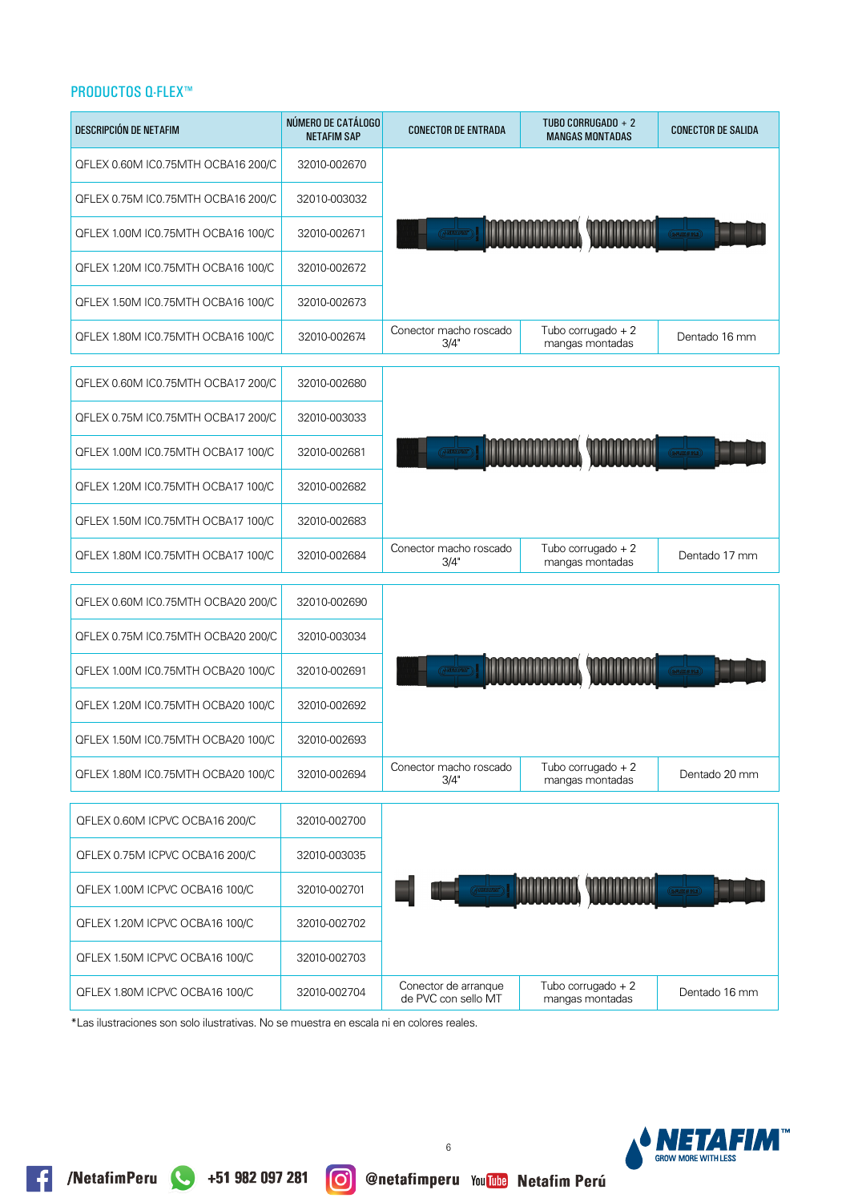## PRODUCTOS Q-FLEX™

| DESCRIPCIÓN DE NETAFIM | NÚMERO DE CATÁLOGO NETAFIM SAP | CONECTOR DE ENTRADA | TUBO CORRUGADO + 2 MANGAS MONTADAS | CONECTOR DE SALIDA |
|---|---|---|---|---|
| QFLEX 0.60M IC0.75MTH OCBA16 200/C | 32010-002670 | | | |
| QFLEX 0.75M IC0.75MTH OCBA16 200/C | 32010-003032 | | | |
| QFLEX 1.00M IC0.75MTH OCBA16 100/C | 32010-002671 | | | |
| QFLEX 1.20M IC0.75MTH OCBA16 100/C | 32010-002672 | | | |
| QFLEX 1.50M IC0.75MTH OCBA16 100/C | 32010-002673 | | | |
| QFLEX 1.80M IC0.75MTH OCBA16 100/C | 32010-002674 | Conector macho roscado 3/4" | Tubo corrugado + 2 mangas montadas | Dentado 16 mm |
| QFLEX 0.60M IC0.75MTH OCBA17 200/C | 32010-002680 | | | |
| QFLEX 0.75M IC0.75MTH OCBA17 200/C | 32010-003033 | | | |
| QFLEX 1.00M IC0.75MTH OCBA17 100/C | 32010-002681 | | | |
| QFLEX 1.20M IC0.75MTH OCBA17 100/C | 32010-002682 | | | |
| QFLEX 1.50M IC0.75MTH OCBA17 100/C | 32010-002683 | | | |
| QFLEX 1.80M IC0.75MTH OCBA17 100/C | 32010-002684 | Conector macho roscado 3/4" | Tubo corrugado + 2 mangas montadas | Dentado 17 mm |
| QFLEX 0.60M IC0.75MTH OCBA20 200/C | 32010-002690 | | | |
| QFLEX 0.75M IC0.75MTH OCBA20 200/C | 32010-003034 | | | |
| QFLEX 1.00M IC0.75MTH OCBA20 100/C | 32010-002691 | | | |
| QFLEX 1.20M IC0.75MTH OCBA20 100/C | 32010-002692 | | | |
| QFLEX 1.50M IC0.75MTH OCBA20 100/C | 32010-002693 | | | |
| QFLEX 1.80M IC0.75MTH OCBA20 100/C | 32010-002694 | Conector macho roscado 3/4" | Tubo corrugado + 2 mangas montadas | Dentado 20 mm |
| QFLEX 0.60M ICPVC OCBA16 200/C | 32010-002700 | | | |
| QFLEX 0.75M ICPVC OCBA16 200/C | 32010-003035 | | | |
| QFLEX 1.00M ICPVC OCBA16 100/C | 32010-002701 | | | |
| QFLEX 1.20M ICPVC OCBA16 100/C | 32010-002702 | | | |
| QFLEX 1.50M ICPVC OCBA16 100/C | 32010-002703 | | | |
| QFLEX 1.80M ICPVC OCBA16 100/C | 32010-002704 | Conector de arranque de PVC con sello MT | Tubo corrugado + 2 mangas montadas | Dentado 16 mm |

*Las ilustraciones son solo ilustrativas. No se muestra en escala ni en colores reales.

/NetafimPeru +51 982 097 281 @netafimperu Netafim Perú

NETAFIM™ GROW MORE WITH LESS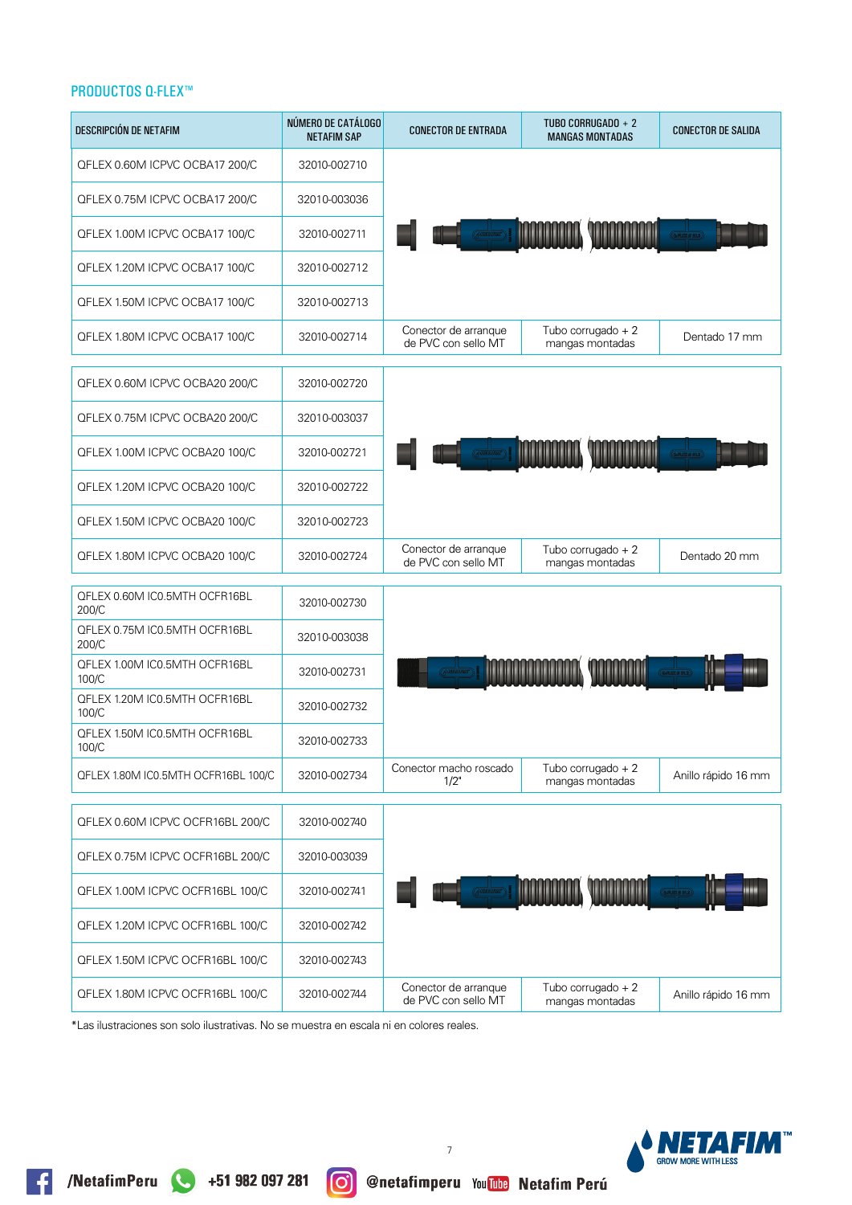## PRODUCTOS Q-FLEX™

| DESCRIPCIÓN DE NETAFIM | NÚMERO DE CATÁLOGO NETAFIM SAP | CONECTOR DE ENTRADA | TUBO CORRUGADO + 2 MANGAS MONTADAS | CONECTOR DE SALIDA |
|---|---|---|---|---|
| QFLEX 0.60M ICPVC OCBA17 200/C | 32010-002710 | | | |
| QFLEX 0.75M ICPVC OCBA17 200/C | 32010-003036 | | | |
| QFLEX 1.00M ICPVC OCBA17 100/C | 32010-002711 | | | |
| QFLEX 1.20M ICPVC OCBA17 100/C | 32010-002712 | | | |
| QFLEX 1.50M ICPVC OCBA17 100/C | 32010-002713 | | | |
| QFLEX 1.80M ICPVC OCBA17 100/C | 32010-002714 | Conector de arranque de PVC con sello MT | Tubo corrugado + 2 mangas montadas | Dentado 17 mm |
| QFLEX 0.60M ICPVC OCBA20 200/C | 32010-002720 | | | |
| QFLEX 0.75M ICPVC OCBA20 200/C | 32010-003037 | | | |
| QFLEX 1.00M ICPVC OCBA20 100/C | 32010-002721 | | | |
| QFLEX 1.20M ICPVC OCBA20 100/C | 32010-002722 | | | |
| QFLEX 1.50M ICPVC OCBA20 100/C | 32010-002723 | | | |
| QFLEX 1.80M ICPVC OCBA20 100/C | 32010-002724 | Conector de arranque de PVC con sello MT | Tubo corrugado + 2 mangas montadas | Dentado 20 mm |
| QFLEX 0.60M IC0.5MTH OCFR16BL 200/C | 32010-002730 | | | |
| QFLEX 0.75M IC0.5MTH OCFR16BL 200/C | 32010-003038 | | | |
| QFLEX 1.00M IC0.5MTH OCFR16BL 100/C | 32010-002731 | | | |
| QFLEX 1.20M IC0.5MTH OCFR16BL 100/C | 32010-002732 | | | |
| QFLEX 1.50M IC0.5MTH OCFR16BL 100/C | 32010-002733 | | | |
| QFLEX 1.80M IC0.5MTH OCFR16BL 100/C | 32010-002734 | Conector macho roscado 1/2" | Tubo corrugado + 2 mangas montadas | Anillo rápido 16 mm |
| QFLEX 0.60M ICPVC OCFR16BL 200/C | 32010-002740 | | | |
| QFLEX 0.75M ICPVC OCFR16BL 200/C | 32010-003039 | | | |
| QFLEX 1.00M ICPVC OCFR16BL 100/C | 32010-002741 | | | |
| QFLEX 1.20M ICPVC OCFR16BL 100/C | 32010-002742 | | | |
| QFLEX 1.50M ICPVC OCFR16BL 100/C | 32010-002743 | | | |
| QFLEX 1.80M ICPVC OCFR16BL 100/C | 32010-002744 | Conector de arranque de PVC con sello MT | Tubo corrugado + 2 mangas montadas | Anillo rápido 16 mm |

*Las ilustraciones son solo ilustrativas. No se muestra en escala ni en colores reales.

/NetafimPeru +51 982 097 281 @netafimperu Netafim Perú

NETAFIM™ GROW MORE WITH LESS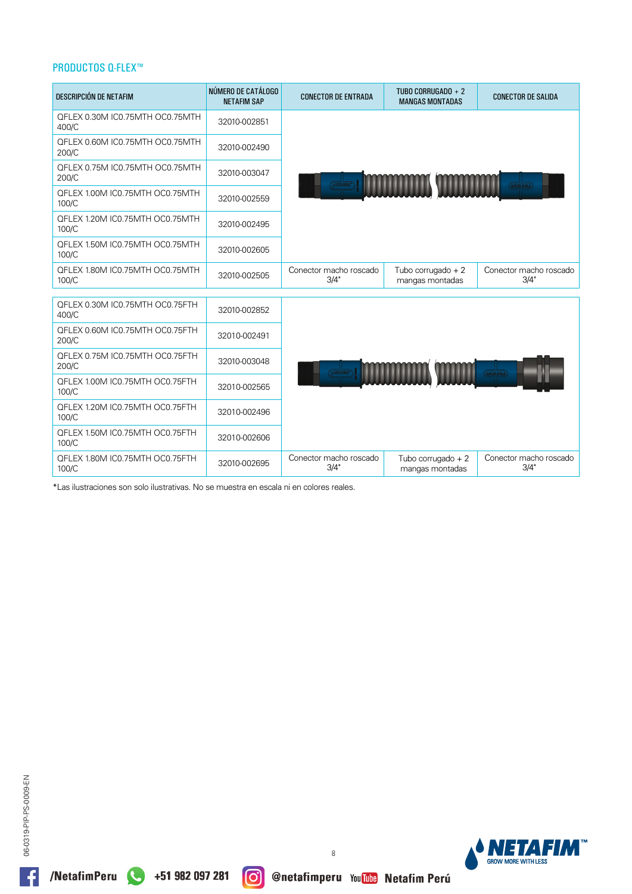## PRODUCTOS Q-FLEX™

| DESCRIPCIÓN DE NETAFIM | NÚMERO DE CATÁLOGO NETAFIM SAP | CONECTOR DE ENTRADA | TUBO CORRUGADO + 2 MANGAS MONTADAS | CONECTOR DE SALIDA |
|---|---|---|---|---|
| QFLEX 0.30M IC0.75MTH OC0.75MTH 400/C | 32010-002851 | | | |
| QFLEX 0.60M IC0.75MTH OC0.75MTH 200/C | 32010-002490 | | | |
| QFLEX 0.75M IC0.75MTH OC0.75MTH 200/C | 32010-003047 | | | |
| QFLEX 1.00M IC0.75MTH OC0.75MTH 100/C | 32010-002559 | | | |
| QFLEX 1.20M IC0.75MTH OC0.75MTH 100/C | 32010-002495 | | | |
| QFLEX 1.50M IC0.75MTH OC0.75MTH 100/C | 32010-002605 | | | |
| QFLEX 1.80M IC0.75MTH OC0.75MTH 100/C | 32010-002505 | Conector macho roscado 3/4" | Tubo corrugado + 2 mangas montadas | Conector macho roscado 3/4" |
| QFLEX 0.30M IC0.75MTH OC0.75FTH 400/C | 32010-002852 | | | |
| QFLEX 0.60M IC0.75MTH OC0.75FTH 200/C | 32010-002491 | | | |
| QFLEX 0.75M IC0.75MTH OC0.75FTH 200/C | 32010-003048 | | | |
| QFLEX 1.00M IC0.75MTH OC0.75FTH 100/C | 32010-002565 | | | |
| QFLEX 1.20M IC0.75MTH OC0.75FTH 100/C | 32010-002496 | | | |
| QFLEX 1.50M IC0.75MTH OC0.75FTH 100/C | 32010-002606 | | | |
| QFLEX 1.80M IC0.75MTH OC0.75FTH 100/C | 32010-002695 | Conector macho roscado 3/4" | Tubo corrugado + 2 mangas montadas | Conector macho roscado 3/4" |

*Las ilustraciones son solo ilustrativas. No se muestra en escala ni en colores reales.

06-0319-PIP-PS-0009-EN

NETAFIM™ GROW MORE WITH LESS

/NetafimPeru +51 982 097 281 @netafimperu Netafim Perú